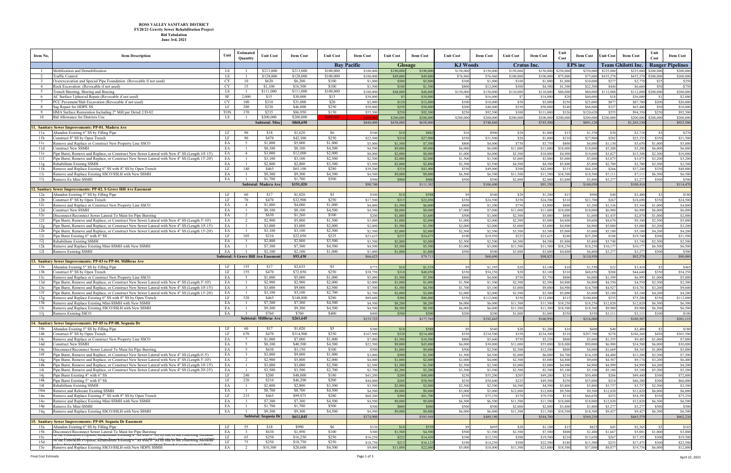**ROSS VALLEY SANITARY DISTRICT**
**FY20/21 Gravity Sewer Rehabilitation Project**
**Bid Tabulation**
**June 3rd, 2021**

| Item No. | Item Description | Unit | Estimated Quantity | Unit Cost | Item Cost | Unit Cost | Item Cost | Unit Cost | Item Cost | Unit Cost | Item Cost | Unit Cost | Item Cost | Unit Cost | Item Cost | Unit Cost | Item Cost | Unit Cost | Item Cost |
|---|---|---|---|---|---|---|---|---|---|---|---|---|---|---|---|---|---|---|---|
| | | | | | | Bay Pacific | | Glosage | | KJ Woods | | Cratus Inc. | | EPS inc | | Team Ghilotti Inc. | | Ranger Pipelines | |
| 1 | Mobilization and Demobilization | LS | 1 | $213,000 | $213,000 | $100,000 | $100,000 | $190,000 | $190,000 | $150,000 | $150,000 | $150,000 | $150,000 | $250,000 | $250,000 | $225,000 | $225,000 | $200,000 | $200,000 |
| 2 | Traffic Control | LS | 1 | $128,000 | $128,000 | $100,000 | $100,000 | $49,000 | $49,000 | $76,960 | $76,960 | $100,000 | $100,000 | $75,000 | $75,000 | $435,270 | $435,270 | $200,000 | $200,000 |
| 3 | Overexcavation and Special Pipe Foundation (Revocable if not used) | CY | 10 | $620 | $6,200 | $100 | $1,000 | $500 | $5,000 | $100 | $1,000 | $10 | $100 | $1,000 | $10,000 | $277 | $2,770 | $25 | $250 |
| 4 | Rock Excavation (Revocable if not used) | CY | 15 | $1,100 | $16,500 | $100 | $1,500 | $100 | $1,500 | $800 | $12,000 | $300 | $4,500 | $1,500 | $22,500 | $444 | $6,660 | $50 | $750 |
| 5 | Trench Sheeting, Shoring and Bracing | LS | 1 | $111,000 | $111,000 | $100,000 | $100,000 | $48,000 | $48,000 | $150,000 | $150,000 | $110,000 | $110,000 | $80,000 | $80,000 | $112,000 | $112,000 | $200,000 | $200,000 |
| 6 | AC Surface Upheaval Repair (Revocable if not used) | SF | 2,000 | $15 | $30,000 | $15 | $30,000 | $5 | $10,000 | $8 | $16,000 | $7 | $14,000 | $20 | $40,000 | $18 | $36,000 | $1 | $2,000 |
| 7 | PCC Pavement/Slab Excavation (Revocable if not used) | CY | 100 | $310 | $31,000 | $20 | $2,000 | $120 | $12,000 | $100 | $10,000 | $50 | $5,000 | $250 | $25,000 | $877 | $87,700 | $200 | $20,000 |
| 8 | Sag Repair for HDPE SS | LF | 200 | $230 | $46,000 | $250 | $50,000 | $250 | $50,000 | $200 | $40,000 | $250 | $50,000 | $340 | $68,000 | $327 | $65,400 | $50 | $10,000 |
| 9 | HMA Surface Restoration Including 2" Mill per Detail 2/D-02 | TON | 370 | $235 | $86,950 | $150 | $55,500 | $250 | $92,500 | $250 | $92,500 | $300 | $111,000 | $326 | $120,620 | $255 | $94,350 | $250 | $92,500 |
| 10 | Bid Allowance for Districts Use | LS | 1 | $200,000 | $200,000 | $400,000 | $400,000 | $200,000 | $200,000 | $200,000 | $200,000 | $200,000 | $200,000 | $200,000 | $200,000 | $200,000 | $200,000 | $200,000 | $200,000 |
| | | | | Subtotal: Misc | $868,650 | | $840,000 | | $658,000 | | $748,460 | | $745,500 | | $891,120 | | $1,265,150 | | $925,500 |
| **11. Sanitary Sewer Improvements: PP-01. Madera Ave** | | | | | | | | | | | | | | | | | | | |
| 11a | Abandon Existing 6" SS by Filling Pipe | LF | 90 | $18 | $1,620 | $6 | $540 | $10 | $882 | $10 | $900 | $20 | $1,800 | $15 | $1,350 | $30 | $2,718 | $3 | $270 |
| 11b | Construct 8" SS by Open Trench | LF | 90 | $470 | $42,300 | $250 | $22,500 | $310 | $27,900 | $350 | $31,500 | $20 | $1,800 | $310 | $27,900 | $282 | $25,335 | $350 | $31,500 |
| 11c | Remove and Replace or Construct New Property Line SSCO | EA | 5 | $1,000 | $5,000 | $1,000 | $5,000 | $1,500 | $7,500 | $800 | $4,000 | $750 | $3,750 | $800 | $4,000 | $1,130 | $5,650 | $1,000 | $5,000 |
| 11d | Construct New SSMH | EA | 1 | $8,100 | $8,100 | $4,500 | $4,500 | $9,000 | $9,000 | $6,000 | $6,000 | $11,000 | $11,000 | $18,000 | $18,000 | $5,200 | $5,200 | $6,000 | $6,000 |
| 11e | Pipe Burst, Remove and Replace, or Construct New Sewer Lateral with New 4" SS (Length 10'-15') | EA | 4 | $3,000 | $12,000 | $2,000 | $8,000 | $2,000 | $8,000 | $1,000 | $4,000 | $2,500 | $10,000 | $4,900 | $19,600 | $3,827 | $15,308 | $2,500 | $10,000 |
| 11f | Pipe Burst, Remove and Replace, or Construct New Sewer Lateral with New 4" SS (Length 15'-20') | EA | 1 | $3,100 | $3,100 | $2,500 | $2,500 | $2,000 | $2,000 | $1,500 | $1,500 | $3,000 | $3,000 | $5,000 | $5,000 | $3,875 | $3,875 | $3,200 | $3,200 |
| 11g | Rehabilitate Existing SSMH | EA | 1 | $2,800 | $2,800 | $3,500 | $3,500 | $2,800 | $2,800 | $2,500 | $2,500 | $4,500 | $4,500 | $5,800 | $5,800 | $2,700 | $2,700 | $2,500 | $2,500 |
| 11h | Remove and Replace Existing 6" SS with 8" SS by Open Trench | LF | 140 | $465 | $65,100 | $280 | $39,200 | $310 | $43,400 | $350 | $49,000 | $300 | $42,000 | $315 | $44,100 | $266 | $37,240 | $350 | $49,000 |
| 11i | Remove and Replace Existing SSCO/SSLH with New SSMH | EA | 1 | $9,300 | $9,300 | $4,500 | $4,500 | $9,000 | $9,000 | $6,500 | $6,500 | $11,500 | $11,500 | $18,500 | $18,500 | $7,111 | $7,111 | $6,500 | $6,500 |
| 11j | Remove Ex Mini-SSMH | EA | 1 | $1,700 | $1,700 | $500 | $500 | $900 | $900 | $500 | $500 | $2,000 | $2,000 | $3,800 | $3,800 | $3,277 | $3,277 | $500 | $500 |
| | | | | Subtotal: Madera Ave | $151,020 | | $90,740 | | $111,382 | | $106,400 | | $91,350 | | $148,050 | | $108,414 | | $114,470 |
| **12. Sanitary Sewer Improvements: PP-02. S Grove Hill Ave Easement** | | | | | | | | | | | | | | | | | | | |
| 12a | Abandon Existing 5" SS by Filling Pipe | LF | 60 | $17 | $1,020 | $5 | $300 | $10 | $588 | $9 | $540 | $20 | $1,200 | $15 | $900 | $40 | $2,400 | $3 | $180 |
| 12b | Construct 8" SS by Open Trench | LF | 70 | $470 | $32,900 | $250 | $17,500 | $315 | $22,050 | $350 | $24,500 | $350 | $24,500 | $310 | $21,700 | $267 | $18,690 | $350 | $24,500 |
| 12c | Remove and Replace or Construct New Property Line SSCO | EA | 4 | $1,000 | $4,000 | $1,000 | $4,000 | $1,500 | $6,000 | $800 | $3,200 | $750 | $3,000 | $800 | $3,200 | $1,336 | $5,344 | $1,000 | $4,000 |
| 12d | Construct New SSMH | EA | 1 | $8,100 | $8,100 | $4,500 | $4,500 | $8,000 | $8,000 | $7,000 | $7,000 | $11,000 | $11,000 | $18,000 | $18,000 | $6,900 | $6,900 | $6,000 | $6,000 |
| 12e | Disconnect/Reconnect Sewer Lateral to Main for Pipe Bursting | EA | 2 | $630 | $1,260 | $100 | $200 | $1,800 | $3,600 | $500 | $1,000 | $2,500 | $5,000 | $800 | $1,600 | $1,435 | $2,870 | $1,000 | $2,000 |
| 12f | Pipe Burst, Remove and Replace, or Construct New Sewer Lateral with New 4" SS (Length 5'-10') | EA | 2 | $2,900 | $5,800 | $1,500 | $3,000 | $1,000 | $2,000 | $1,000 | $2,000 | $2,500 | $5,000 | $4,800 | $9,600 | $4,670 | $9,340 | $2,500 | $5,000 |
| 12g | Pipe Burst, Remove and Replace, or Construct New Sewer Lateral with New 4" SS (Length 10'-15') | EA | 1 | $3,000 | $3,000 | $2,000 | $2,000 | $1,500 | $1,500 | $2,000 | $2,000 | $3,000 | $3,000 | $4,900 | $4,900 | $5,000 | $5,000 | $3,200 | $3,200 |
| 12h | Pipe Burst, Remove and Replace, or Construct New Sewer Lateral with New 4" SS (Length 15'-20') | EA | 1 | $3,100 | $3,100 | $2,500 | $2,500 | $2,000 | $2,000 | $2,500 | $2,500 | $3,500 | $3,500 | $5,000 | $5,000 | $5,100 | $5,100 | $4,200 | $4,200 |
| 12i | Pipe Burst Existing 6" with 8" SS | LF | 105 | $210 | $22,050 | $225 | $23,625 | $235 | $24,675 | $190 | $19,950 | $225 | $23,625 | $240 | $25,200 | $188 | $19,740 | $300 | $31,500 |
| 12j | Rehabilitate Existing SSMH | EA | 1 | $2,800 | $2,800 | $3,500 | $3,500 | $2,800 | $2,800 | $2,500 | $2,500 | $4,500 | $4,500 | $5,800 | $5,800 | $3,740 | $3,740 | $2,500 | $2,500 |
| 12k | Remove and Replace Existing Mini-SSMH with New SSMH | EA | 1 | $7,300 | $7,300 | $4,500 | $4,500 | $5,500 | $5,500 | $3,000 | $3,000 | $11,500 | $11,500 | $18,250 | $18,250 | $10,177 | $10,177 | $6,500 | $6,500 |
| 12l | Remove Existing SSMH | EA | 1 | $2,100 | $2,100 | $1,000 | $1,000 | $1,000 | $1,000 | $500 | $500 | $3,000 | $3,000 | $4,800 | $4,800 | $3,277 | $3,277 | $500 | $500 |
| | | | | Subtotal: S Grove Hill Ave Easement | $93,430 | | $66,625 | | $79,713 | | $68,690 | | $98,825 | | $118,950 | | $92,578 | | $90,080 |
| **13. Sanitary Sewer Improvements: PP-03 to PP-04. Millbrae Ave** | | | | | | | | | | | | | | | | | | | |
| 13a | Abandon Existing 5" SS by Filling Pipe | LF | 155 | $17 | $2,635 | $5 | $775 | $10 | $1,519 | $9 | $1,395 | $20 | $3,100 | $10 | $1,550 | $22 | $3,410 | $3 | $465 |
| 13b | Construct 8" SS by Open Trench | LF | 155 | $470 | $72,850 | $250 | $38,750 | $310 | $48,050 | $350 | $54,250 | $20 | $3,100 | $310 | $48,050 | $288 | $44,640 | $350 | $54,250 |
| 13c | Remove and Replace or Construct New Property Line SSCO | EA | 5 | $1,000 | $5,000 | $1,000 | $5,000 | $1,500 | $7,500 | $800 | $4,000 | $750 | $3,750 | $800 | $4,000 | $1,399 | $6,995 | $1,000 | $5,000 |
| 13d | Pipe Burst, Remove and Replace, or Construct New Sewer Lateral with New 4" SS (Length 5'-10') | EA | 1 | $2,900 | $2,900 | $2,000 | $2,000 | $1,000 | $1,000 | $1,500 | $1,500 | $2,500 | $2,500 | $4,800 | $4,800 | $4,550 | $4,550 | $2,500 | $2,500 |
| 13e | Pipe Burst, Remove and Replace, or Construct New Sewer Lateral with New 4" SS (Length 10'-15') | EA | 3 | $3,000 | $9,000 | $2,500 | $7,500 | $1,500 | $4,500 | $1,700 | $5,100 | $3,000 | $9,000 | $4,900 | $14,700 | $4,927 | $14,781 | $3,200 | $9,600 |
| 13f | Pipe Burst, Remove and Replace, or Construct New Sewer Lateral with New 4" SS (Length 15'-20') | EA | 1 | $3,100 | $3,100 | $2,700 | $2,700 | $2,000 | $2,000 | $2,000 | $2,000 | $3,500 | $3,500 | $5,000 | $5,000 | $5,100 | $5,100 | $4,200 | $4,200 |
| 13g | Remove and Replace Existing 6" SS with 8" SS by Open Trench | LF | 320 | $465 | $148,800 | $280 | $89,600 | $300 | $96,000 | $350 | $112,000 | $350 | $112,000 | $315 | $100,800 | $235 | $75,200 | $350 | $112,000 |
| 13h | Remove and Replace Existing Mini-SSMH with New SSMH | EA | 1 | $7,300 | $7,300 | $4,500 | $4,500 | $8,200 | $8,200 | $6,000 | $6,000 | $11,500 | $11,500 | $18,250 | $18,250 | $12,820 | $12,820 | $6,500 | $6,500 |
| 13i | Remove and Replace Existing SSCO/SSLH with New SSMH | EA | 1 | $9,300 | $9,300 | $4,500 | $4,500 | $8,500 | $8,500 | $6,000 | $6,000 | $11,500 | $11,500 | $18,500 | $18,500 | $9,900 | $9,900 | $6,500 | $6,500 |
| 13j | Remove Existing SSCO | EA | 1 | $760 | $760 | $400 | $400 | $500 | $500 | $200 | $200 | $1,000 | $1,000 | $350 | $350 | $3,111 | $3,111 | $100 | $100 |
| | | | | Subtotal: Millbrae Ave | $261,645 | | $155,725 | | $177,769 | | $192,445 | | $160,950 | | $216,000 | | $180,507 | | $201,115 |
| **14. Sanitary Sewer Improvements: PP-05 to PP-08. Sequoia Dr** | | | | | | | | | | | | | | | | | | | |
| 14a | Abandon Existing 5" SS by Filling Pipe | LF | 60 | $17 | $1,020 | $5 | $300 | $10 | $588 | $9 | $540 | $20 | $1,200 | $10 | $600 | $40 | $2,400 | $3 | $180 |
| 14b | Construct 8" SS by Open Trench | LF | 670 | $470 | $314,900 | $250 | $167,500 | $320 | $214,400 | $350 | $234,500 | $350 | $234,500 | $310 | $207,700 | $278 | $186,293 | $450 | $301,500 |
| 14c | Remove and Replace or Construct New Property Line SSCO | EA | 7 | $1,000 | $7,000 | $1,000 | $7,000 | $1,500 | $10,500 | $800 | $5,600 | $750 | $5,250 | $800 | $5,600 | $1,355 | $9,485 | $1,000 | $7,000 |
| 14d | Construct New SSMH | EA | 5 | $8,100 | $40,500 | $4,500 | $22,500 | $9,000 | $45,000 | $6,000 | $30,000 | $11,000 | $55,000 | $18,000 | $90,000 | $6,900 | $34,500 | $6,000 | $30,000 |
| 14e | Disconnect/Reconnect Sewer Lateral to Main for Pipe Bursting | EA | 5 | $630 | $3,150 | $100 | $500 | $1,800 | $9,000 | $500 | $2,500 | $2,500 | $12,500 | $800 | $4,000 | $1,669 | $8,345 | $1,000 | $5,000 |
| 14f | Pipe Burst, Remove and Replace, or Construct New Sewer Lateral with New 4" SS (Length 0'-5') | EA | 3 | $3,000 | $9,000 | $1,000 | $3,000 | $500 | $1,500 | $1,500 | $4,500 | $2,000 | $6,000 | $4,700 | $14,100 | $4,400 | $13,200 | $2,500 | $7,500 |
| 14g | Pipe Burst, Remove and Replace, or Construct New Sewer Lateral with New 4" SS (Length 5'-10') | EA | 2 | $2,900 | $5,800 | $2,000 | $4,000 | $1,000 | $2,000 | $2,000 | $4,000 | $2,500 | $5,000 | $4,800 | $9,600 | $4,587 | $9,174 | $3,200 | $6,400 |
| 14h | Pipe Burst, Remove and Replace, or Construct New Sewer Lateral with New 4" SS (Length 10'-15') | EA | 1 | $3,000 | $3,000 | $2,500 | $2,500 | $1,500 | $1,500 | $2,500 | $2,500 | $3,000 | $3,000 | $4,900 | $4,900 | $4,999 | $4,999 | $4,200 | $4,200 |
| 14i | Pipe Burst, Remove and Replace, or Construct New Sewer Lateral with New 4" SS (Length 20'-25') | EA | 1 | $3,500 | $3,500 | $2,700 | $2,700 | $2,200 | $2,200 | $3,500 | $3,500 | $2,500 | $2,500 | $5,100 | $5,100 | $5,100 | $5,100 | $5,200 | $5,200 |
| 14j | Pipe Burst Existing 4" with 6" SS | LF | 240 | $200 | $48,000 | $180 | $43,200 | $200 | $48,000 | $230 | $55,200 | $205 | $49,200 | $210 | $50,400 | $206 | $49,440 | $300 | $72,000 |
| 14k | Pipe Burst Existing 5" with 8" SS | LF | 220 | $210 | $46,200 | $200 | $44,000 | $268 | $58,960 | $230 | $50,600 | $225 | $49,500 | $250 | $55,000 | $210 | $46,200 | $300 | $66,000 |
| 14l | Rehabilitate Existing SSMH | EA | 1 | $2,800 | $2,800 | $3,500 | $3,500 | $2,800 | $2,800 | $2,500 | $2,500 | $4,500 | $4,500 | $5,800 | $5,800 | $3,737 | $3,737 | $2,500 | $2,500 |
| 14m | Remove and Relocate Existing SSMH | EA | 1 | $8,700 | $8,700 | $4,500 | $4,500 | $9,000 | $9,000 | $5,000 | $5,000 | $12,000 | $12,000 | $9,500 | $9,500 | $12,820 | $12,820 | $6,000 | $6,000 |
| 14n | Remove and Replace Existing 5" SS with 8" SS by Open Trench | LF | 215 | $465 | $99,975 | $280 | $60,200 | $380 | $81,700 | $350 | $75,250 | $370 | $79,550 | $310 | $66,650 | $253 | $54,395 | $350 | $75,250 |
| 14o | Remove and Replace Existing Mini-SSMH with New SSMH | EA | 1 | $7,300 | $7,300 | $4,500 | $4,500 | $9,000 | $9,000 | $6,500 | $6,500 | $11,500 | $11,500 | $18,000 | $18,000 | $12,820 | $12,820 | $6,500 | $6,500 |
| 14p | Remove Ex Mini-SSMH | EA | 1 | $1,700 | $1,700 | $500 | $500 | $800 | $800 | $500 | $500 | $2,000 | $2,000 | $3,800 | $3,800 | $3,277 | $3,277 | $500 | $500 |
| 14q | Remove and Replace Existing SSCO/SSLH with New SSMH | EA | 1 | $9,300 | $9,300 | $4,500 | $4,500 | $9,000 | $9,000 | $6,000 | $6,000 | $11,500 | $11,500 | $18,500 | $18,500 | $9,427 | $9,427 | $6,500 | $6,500 |
| | | | | Subtotal: Sequoia Dr | $611,845 | | $374,900 | | $505,948 | | $489,190 | | $544,700 | | $569,250 | | $465,579 | | $602,230 |
| **15. Sanitary Sewer Improvements: PP-09. Sequoia Dr Easement** | | | | | | | | | | | | | | | | | | | |
| 15a | Abandon Existing 6" SS by Filling Pipe | LF | 55 | $18 | $990 | $6 | $330 | $10 | $539 | $9 | $495 | $20 | $1,100 | $15 | $825 | $43 | $2,365 | $3 | $165 |
| 15b | Disconnect/Reconnect Sewer Lateral to Main for Pipe Bursting | EA | 3 | $630 | $1,890 | $100 | $300 | $1,500 | $4,500 | $500 | $1,500 | $2,500 | $7,500 | $800 | $2,400 | $1,667 | $5,001 | $1,000 | $3,000 |
| 15c | At the Contractor's Option, Rehabilitate Existing 6" SS with 8" SS by one of the Following Methods | LF | 65 | $250 | $16,250 | $250 | $16,250 | $222 | $14,450 | $190 | $12,350 | $300 | $19,500 | $210 | $13,650 | $267 | $17,355 | $300 | $19,500 |
| 15d | At the Contractor's Option, Rehabilitate Existing 6" SS with 8" SS by one of the Following Methods | LF | 75 | $250 | $18,750 | $250 | $18,750 | $215 | $16,125 | $190 | $14,250 | $300 | $22,500 | $180 | $13,500 | $233 | $17,475 | $300 | $22,500 |
| 15e | Remove and Replace Existing SSCO/SSLH with New HDPE SSMH | EA | 2 | $10,300 | $20,600 | $4,500 | $9,000 | $11,000 | $22,000 | $5,000 | $10,000 | $11,500 | $23,000 | $18,500 | $37,000 | $9,877 | $19,754 | $6,000 | $12,000 |

Final Cost Estimate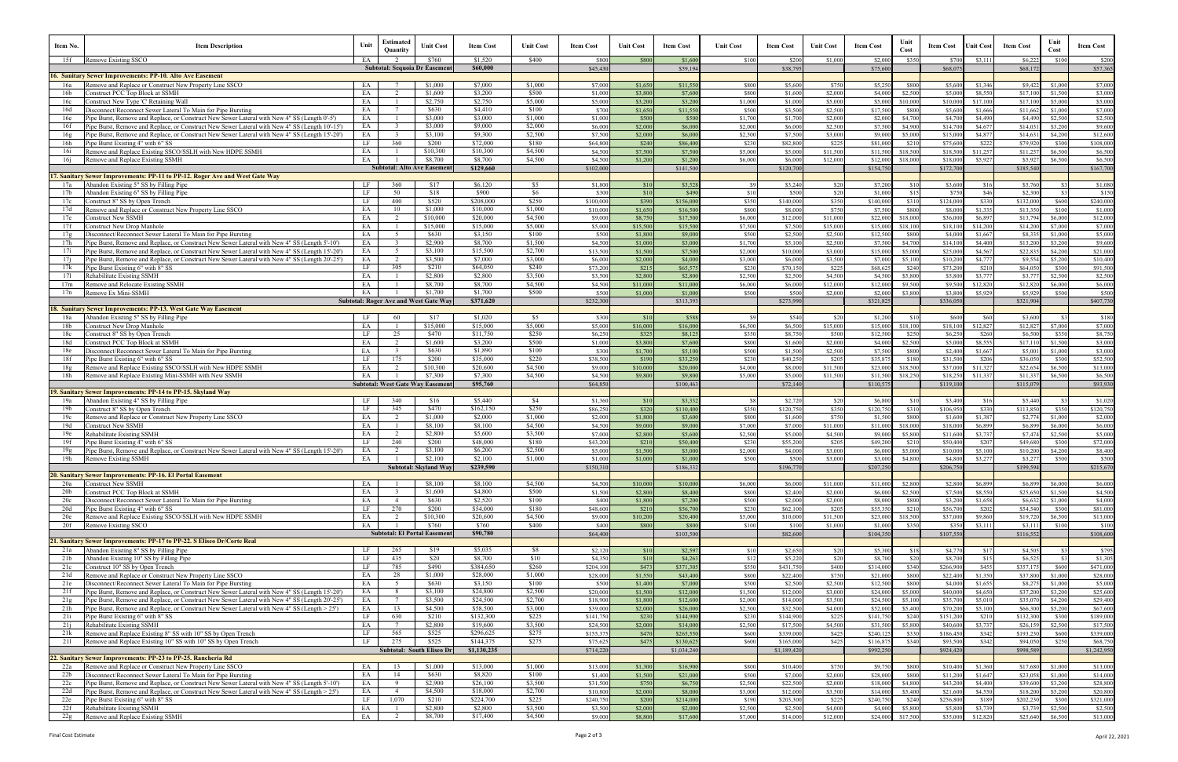| Item No. | Item Description | Unit | Estimated Quantity | Unit Cost | Item Cost | Unit Cost | Item Cost | Unit Cost | Item Cost | Unit Cost | Item Cost | Unit Cost | Item Cost | Unit Cost | Item Cost | Unit Cost | Item Cost | Unit Cost | Item Cost |
|---|---|---|---|---|---|---|---|---|---|---|---|---|---|---|---|---|---|---|---|
| 15f | Remove Existing SSCO | EA | 2 | $760 | $1,520 | $400 | $800 | $800 | $1,600 | $100 | $200 | $1,000 | $2,000 | $350 | $700 | $3,111 | $6,222 | $100 | $200 |
| | | | Subtotal: Sequoia Dr Easement | | $60,000 | | $45,430 | | $59,194 | | $38,795 | | $75,600 | | $68,075 | | $68,172 | | $57,365 |
| **16. Sanitary Sewer Improvements: PP-10. Alto Ave Easement** | | | | | | | | | | | | | | | | | | | |
| 16a | Remove and Replace or Construct New Property Line SSCO | EA | 7 | $1,000 | $7,000 | $1,000 | $7,000 | $1,650 | $11,550 | $800 | $5,600 | $750 | $5,250 | $800 | $5,600 | $1,346 | $9,422 | $1,000 | $7,000 |
| 16b | Construct PCC Top Block at SSMH | EA | 2 | $1,600 | $3,200 | $500 | $1,000 | $3,800 | $7,600 | $800 | $1,600 | $2,000 | $4,000 | $2,500 | $5,000 | $8,550 | $17,100 | $1,500 | $3,000 |
| 16c | Construct New Type 'C' Retaining Wall | EA | 1 | $2,750 | $2,750 | $5,000 | $5,000 | $3,200 | $3,200 | $1,000 | $1,000 | $5,000 | $5,000 | $10,000 | $10,000 | $17,100 | $17,100 | $5,000 | $5,000 |
| 16d | Disconnect/Reconnect Sewer Lateral To Main for Pipe Bursting | EA | 7 | $630 | $4,410 | $100 | $700 | $1,650 | $11,550 | $500 | $3,500 | $2,500 | $17,500 | $800 | $5,600 | $1,666 | $11,662 | $1,000 | $7,000 |
| 16e | Pipe Burst, Remove and Replace, or Construct New Sewer Lateral with New 4" SS (Length 0'-5') | EA | 1 | $3,000 | $3,000 | $1,000 | $1,000 | $500 | $500 | $1,700 | $1,700 | $2,000 | $2,000 | $4,700 | $4,700 | $4,490 | $4,490 | $2,500 | $2,500 |
| 16f | Pipe Burst, Remove and Replace, or Construct New Sewer Lateral with New 4" SS (Length 10'-15') | EA | 3 | $3,000 | $9,000 | $2,000 | $6,000 | $2,000 | $6,000 | $2,000 | $6,000 | $2,500 | $7,500 | $4,900 | $14,700 | $4,677 | $14,031 | $3,200 | $9,600 |
| 16g | Pipe Burst, Remove and Replace, or Construct New Sewer Lateral with New 4" SS (Length 15'-20') | EA | 3 | $3,100 | $9,300 | $2,500 | $7,500 | $2,000 | $6,000 | $2,500 | $7,500 | $3,000 | $9,000 | $5,000 | $15,000 | $4,877 | $14,631 | $4,200 | $12,600 |
| 16h | Pipe Burst Existing 4" with 6" SS | LF | 360 | $200 | $72,000 | $180 | $64,800 | $240 | $86,400 | $230 | $82,800 | $225 | $81,000 | $210 | $75,600 | $222 | $79,920 | $300 | $108,000 |
| 16i | Remove and Replace Existing SSCO/SSLH with New HDPE SSMH | EA | 1 | $10,300 | $10,300 | $4,500 | $4,500 | $7,500 | $7,500 | $5,000 | $5,000 | $11,500 | $11,500 | $18,500 | $18,500 | $11,257 | $11,257 | $6,500 | $6,500 |
| 16j | Remove and Replace Existing SSMH | EA | 1 | $8,700 | $8,700 | $4,500 | $4,500 | $1,200 | $1,200 | $6,000 | $6,000 | $12,000 | $12,000 | $18,000 | $18,000 | $5,927 | $5,927 | $6,500 | $6,500 |
| | | | Subtotal: Alto Ave Easement | | $129,660 | | $102,000 | | $141,500 | | $120,700 | | $154,750 | | $172,700 | | $185,540 | | $167,700 |
| **17. Sanitary Sewer Improvements: PP-11 to PP-12. Roger Ave and West Gate Way** | | | | | | | | | | | | | | | | | | | |
| 17a | Abandon Existing 5" SS by Filling Pipe | LF | 360 | $17 | $6,120 | $5 | $1,800 | $10 | $3,528 | $9 | $3,240 | $20 | $7,200 | $10 | $3,600 | $16 | $5,760 | $3 | $1,080 |
| 17b | Abandon Existing 6" SS by Filling Pipe | LF | 50 | $18 | $900 | $6 | $300 | $10 | $490 | $10 | $500 | $20 | $1,000 | $15 | $750 | $46 | $2,300 | $3 | $150 |
| 17c | Construct 8" SS by Open Trench | LF | 400 | $520 | $208,000 | $250 | $100,000 | $390 | $156,000 | $350 | $140,000 | $350 | $140,000 | $310 | $124,000 | $330 | $132,000 | $600 | $240,000 |
| 17d | Remove and Replace or Construct New Property Line SSCO | EA | 10 | $1,000 | $10,000 | $1,000 | $10,000 | $1,650 | $16,500 | $800 | $8,000 | $750 | $7,500 | $800 | $8,000 | $1,335 | $13,350 | $100 | $1,000 |
| 17e | Construct New SSMH | EA | 2 | $10,000 | $20,000 | $4,500 | $9,000 | $8,750 | $17,500 | $6,000 | $12,000 | $11,000 | $22,000 | $18,000 | $36,000 | $6,897 | $13,794 | $6,000 | $12,000 |
| 17f | Construct New Drop Manhole | EA | 1 | $15,000 | $15,000 | $5,000 | $5,000 | $15,500 | $15,500 | $7,500 | $7,500 | $15,000 | $15,000 | $18,100 | $18,100 | $14,200 | $14,200 | $7,000 | $7,000 |
| 17g | Disconnect/Reconnect Sewer Lateral To Main for Pipe Bursting | EA | 5 | $630 | $3,150 | $100 | $500 | $1,800 | $9,000 | $500 | $2,500 | $2,500 | $12,500 | $800 | $4,000 | $1,667 | $8,335 | $1,000 | $5,000 |
| 17h | Pipe Burst, Remove and Replace, or Construct New Sewer Lateral with New 4" SS (Length 5'-10') | EA | 3 | $2,900 | $8,700 | $1,500 | $4,500 | $1,000 | $3,000 | $1,700 | $5,100 | $2,500 | $7,500 | $4,700 | $14,100 | $4,400 | $13,200 | $3,200 | $9,600 |
| 17i | Pipe Burst, Remove and Replace, or Construct New Sewer Lateral with New 4" SS (Length 15'-20') | EA | 5 | $3,100 | $15,500 | $2,700 | $13,500 | $1,500 | $7,500 | $2,000 | $10,000 | $3,000 | $15,000 | $5,000 | $25,000 | $4,567 | $22,835 | $4,200 | $21,000 |
| 17j | Pipe Burst, Remove and Replace, or Construct New Sewer Lateral with New 4" SS (Length 20'-25') | EA | 2 | $3,500 | $7,000 | $3,000 | $6,000 | $2,000 | $4,000 | $3,000 | $6,000 | $3,500 | $7,000 | $5,100 | $10,200 | $4,777 | $9,554 | $5,200 | $10,400 |
| 17k | Pipe Burst Existing 6" with 8" SS | LF | 305 | $210 | $64,050 | $240 | $73,200 | $215 | $65,575 | $230 | $70,150 | $225 | $68,625 | $240 | $73,200 | $210 | $64,050 | $300 | $91,500 |
| 17l | Rehabilitate Existing SSMH | EA | 1 | $2,800 | $2,800 | $3,500 | $3,500 | $2,800 | $2,800 | $2,500 | $2,500 | $4,500 | $4,500 | $5,800 | $5,800 | $3,777 | $3,777 | $2,500 | $2,500 |
| 17m | Remove and Relocate Existing SSMH | EA | 1 | $8,700 | $8,700 | $4,500 | $4,500 | $11,000 | $11,000 | $6,000 | $6,000 | $12,000 | $12,000 | $9,500 | $9,500 | $12,820 | $12,820 | $6,000 | $6,000 |
| 17n | Remove Ex Mini-SSMH | EA | 1 | $1,700 | $1,700 | $500 | $500 | $1,000 | $1,000 | $500 | $500 | $2,000 | $2,000 | $3,800 | $3,800 | $5,929 | $5,929 | $500 | $500 |
| | | | Subtotal: Roger Ave and West Gate Way | | $371,620 | | $232,300 | | $313,393 | | $273,990 | | $321,825 | | $336,050 | | $321,904 | | $407,730 |
| **18. Sanitary Sewer Improvements: PP-13. West Gate Way Easement** | | | | | | | | | | | | | | | | | | | |
| 18a | Abandon Existing 5" SS by Filling Pipe | LF | 60 | $17 | $1,020 | $5 | $300 | $10 | $588 | $9 | $540 | $20 | $1,200 | $10 | $600 | $60 | $3,600 | $3 | $180 |
| 18b | Construct New Drop Manhole | EA | 1 | $15,000 | $15,000 | $5,000 | $5,000 | $16,000 | $16,000 | $6,500 | $6,500 | $15,000 | $15,000 | $18,100 | $18,100 | $12,827 | $12,827 | $7,000 | $7,000 |
| 18c | Construct 8" SS by Open Trench | LF | 25 | $470 | $11,750 | $250 | $6,250 | $325 | $8,125 | $350 | $8,750 | $500 | $12,500 | $250 | $6,250 | $260 | $6,500 | $350 | $8,750 |
| 18d | Construct PCC Top Block at SSMH | EA | 2 | $1,600 | $3,200 | $500 | $1,000 | $3,800 | $7,600 | $800 | $1,600 | $2,000 | $4,000 | $2,500 | $5,000 | $8,555 | $17,110 | $1,500 | $3,000 |
| 18e | Disconnect/Reconnect Sewer Lateral To Main for Pipe Bursting | EA | 3 | $630 | $1,890 | $100 | $300 | $1,700 | $5,100 | $500 | $1,500 | $2,500 | $7,500 | $800 | $2,400 | $1,667 | $5,001 | $1,000 | $3,000 |
| 18f | Pipe Burst Existing 6" with 6" SS | LF | 175 | $200 | $35,000 | $220 | $38,500 | $190 | $33,250 | $230 | $40,250 | $205 | $35,875 | $180 | $31,500 | $206 | $36,050 | $300 | $52,500 |
| 18g | Remove and Replace Existing SSCO/SSLH with New HDPE SSMH | EA | 2 | $10,300 | $20,600 | $4,500 | $9,000 | $10,000 | $20,000 | $4,000 | $8,000 | $11,500 | $23,000 | $18,500 | $37,000 | $11,327 | $22,654 | $6,500 | $13,000 |
| 18h | Remove and Replace Existing Mini-SSMH with New SSMH | EA | 1 | $7,300 | $7,300 | $4,500 | $4,500 | $9,800 | $9,800 | $5,000 | $5,000 | $11,500 | $11,500 | $18,250 | $18,250 | $11,337 | $11,337 | $6,500 | $6,500 |
| | | | Subtotal: West Gate Way Easement | | $95,760 | | $64,850 | | $100,463 | | $72,140 | | $110,575 | | $119,100 | | $115,079 | | $93,930 |
| **19. Sanitary Sewer Improvements: PP-14 to PP-15. Skyland Way** | | | | | | | | | | | | | | | | | | | |
| 19a | Abandon Existing 4" SS by Filling Pipe | LF | 340 | $16 | $5,440 | $4 | $1,360 | $10 | $3,332 | $8 | $2,720 | $20 | $6,800 | $10 | $3,400 | $16 | $5,440 | $3 | $1,020 |
| 19b | Construct 8" SS by Open Trench | LF | 345 | $470 | $162,150 | $250 | $86,250 | $320 | $110,400 | $350 | $120,750 | $350 | $120,750 | $310 | $106,950 | $330 | $113,850 | $350 | $120,750 |
| 19c | Remove and Replace or Construct New Property Line SSCO | EA | 2 | $1,000 | $2,000 | $1,000 | $2,000 | $1,800 | $3,600 | $800 | $1,600 | $750 | $1,500 | $800 | $1,600 | $1,387 | $2,774 | $1,000 | $2,000 |
| 19d | Construct New SSMH | EA | 1 | $8,100 | $8,100 | $4,500 | $4,500 | $9,000 | $9,000 | $7,000 | $7,000 | $11,000 | $11,000 | $18,000 | $18,000 | $6,899 | $6,899 | $6,000 | $6,000 |
| 19e | Rehabilitate Existing SSMH | EA | 2 | $2,800 | $5,600 | $3,500 | $7,000 | $2,800 | $5,600 | $2,500 | $5,000 | $4,500 | $9,000 | $5,800 | $11,600 | $3,737 | $7,474 | $2,500 | $5,000 |
| 19f | Pipe Burst Existing 4" with 6" SS | LF | 240 | $200 | $48,000 | $180 | $43,200 | $210 | $50,400 | $230 | $55,200 | $205 | $49,200 | $210 | $50,400 | $207 | $49,680 | $300 | $72,000 |
| 19g | Pipe Burst, Remove and Replace, or Construct New Sewer Lateral with New 4" SS (Length 15'-20') | EA | 2 | $3,100 | $6,200 | $2,500 | $5,000 | $1,500 | $3,000 | $2,000 | $4,000 | $3,000 | $6,000 | $5,000 | $10,000 | $5,100 | $10,200 | $4,200 | $8,400 |
| 19h | Remove Existing SSMH | EA | 1 | $2,100 | $2,100 | $1,000 | $1,000 | $1,000 | $1,000 | $500 | $500 | $3,000 | $3,000 | $4,800 | $4,800 | $3,277 | $3,277 | $500 | $500 |
| | | | Subtotal: Skyland Way | | $239,590 | | $150,310 | | $186,332 | | $196,770 | | $207,250 | | $206,750 | | $199,594 | | $215,670 |
| **20. Sanitary Sewer Improvements: PP-16. El Portal Easement** | | | | | | | | | | | | | | | | | | | |
| 20a | Construct New SSMH | EA | 1 | $8,100 | $8,100 | $4,500 | $4,500 | $10,000 | $10,000 | $6,000 | $6,000 | $11,000 | $11,000 | $2,800 | $2,800 | $6,899 | $6,899 | $6,000 | $6,000 |
| 20b | Construct PCC Top Block at SSMH | EA | 3 | $1,600 | $4,800 | $500 | $1,500 | $2,800 | $8,400 | $800 | $2,400 | $2,000 | $6,000 | $2,500 | $7,500 | $8,550 | $25,650 | $1,500 | $4,500 |
| 20c | Disconnect/Reconnect Sewer Lateral To Main for Pipe Bursting | EA | 4 | $630 | $2,520 | $100 | $400 | $1,800 | $7,200 | $500 | $2,000 | $2,000 | $8,000 | $800 | $3,200 | $1,658 | $6,632 | $1,000 | $4,000 |
| 20d | Pipe Burst Existing 4" with 6" SS | LF | 270 | $200 | $54,000 | $180 | $48,600 | $210 | $56,700 | $230 | $62,100 | $205 | $55,350 | $210 | $56,700 | $202 | $54,540 | $300 | $81,000 |
| 20e | Remove and Replace Existing SSCO/SSLH with New HDPE SSMH | EA | 2 | $10,300 | $20,600 | $4,500 | $9,000 | $10,200 | $20,400 | $5,000 | $10,000 | $11,500 | $23,000 | $18,500 | $37,000 | $9,860 | $19,720 | $6,500 | $13,000 |
| 20f | Remove Existing SSCO | EA | 1 | $760 | $760 | $400 | $400 | $800 | $800 | $100 | $100 | $1,000 | $1,000 | $350 | $350 | $3,111 | $3,111 | $100 | $100 |
| | | | Subtotal: El Portal Easement | | $90,780 | | $64,400 | | $103,500 | | $82,600 | | $104,350 | | $107,550 | | $116,552 | | $108,600 |
| **21. Sanitary Sewer Improvements: PP-17 to PP-22. S Eliseo Dr/Corte Real** | | | | | | | | | | | | | | | | | | | |
| 21a | Abandon Existing 8" SS by Filling Pipe | LF | 265 | $19 | $5,035 | $8 | $2,120 | $10 | $2,597 | $10 | $2,650 | $20 | $5,300 | $18 | $4,770 | $17 | $4,505 | $3 | $795 |
| 21b | Abandon Existing 10" SS by Filling Pipe | LF | 435 | $20 | $8,700 | $10 | $4,350 | $10 | $4,263 | $12 | $5,220 | $20 | $8,700 | $20 | $8,700 | $15 | $6,525 | $3 | $1,305 |
| 21c | Construct 10" SS by Open Trench | LF | 785 | $490 | $384,650 | $260 | $204,100 | $473 | $371,305 | $550 | $431,750 | $400 | $314,000 | $340 | $266,900 | $455 | $357,175 | $600 | $471,000 |
| 21d | Remove and Replace or Construct New Property Line SSCO | EA | 28 | $1,000 | $28,000 | $1,000 | $28,000 | $1,550 | $43,400 | $800 | $22,400 | $750 | $21,000 | $800 | $22,400 | $1,350 | $37,800 | $1,000 | $28,000 |
| 21e | Disconnect/Reconnect Sewer Lateral To Main for Pipe Bursting | EA | 5 | $630 | $3,150 | $100 | $500 | $1,400 | $7,000 | $500 | $2,500 | $2,500 | $12,500 | $800 | $4,000 | $1,655 | $8,275 | $1,000 | $5,000 |
| 21f | Pipe Burst, Remove and Replace, or Construct New Sewer Lateral with New 4" SS (Length 15'-20') | EA | 8 | $3,100 | $24,800 | $2,500 | $20,000 | $1,500 | $12,000 | $1,500 | $12,000 | $3,000 | $24,000 | $5,000 | $40,000 | $4,650 | $37,200 | $3,200 | $25,600 |
| 21g | Pipe Burst, Remove and Replace, or Construct New Sewer Lateral with New 4" SS (Length 20'-25') | EA | 7 | $3,500 | $24,500 | $2,700 | $18,900 | $1,800 | $12,600 | $2,000 | $14,000 | $3,500 | $24,500 | $5,100 | $35,700 | $5,010 | $35,070 | $4,200 | $29,400 |
| 21h | Pipe Burst, Remove and Replace, or Construct New Sewer Lateral with New 4" SS (Length > 25') | EA | 13 | $4,500 | $58,500 | $3,000 | $39,000 | $2,000 | $26,000 | $2,500 | $32,500 | $4,000 | $52,000 | $5,400 | $70,200 | $5,100 | $66,300 | $5,200 | $67,600 |
| 21i | Pipe Burst Existing 6" with 8" SS | LF | 630 | $210 | $132,300 | $225 | $141,750 | $230 | $144,900 | $230 | $144,900 | $225 | $141,750 | $240 | $151,200 | $210 | $132,300 | $300 | $189,000 |
| 21j | Rehabilitate Existing SSMH | EA | 7 | $2,800 | $19,600 | $3,500 | $24,500 | $2,000 | $14,000 | $2,500 | $17,500 | $4,500 | $31,500 | $5,800 | $40,600 | $3,737 | $26,159 | $2,500 | $17,500 |
| 21k | Remove and Replace Existing 8" SS with 10" SS by Open Trench | LF | 565 | $525 | $296,625 | $275 | $155,375 | $470 | $265,550 | $600 | $339,000 | $425 | $240,125 | $330 | $186,450 | $342 | $193,230 | $600 | $339,000 |
| 21l | Remove and Replace Existing 10" SS with 10" SS by Open Trench | LF | 275 | $525 | $144,375 | $275 | $75,625 | $475 | $130,625 | $600 | $165,000 | $425 | $116,875 | $340 | $93,500 | $342 | $94,050 | $250 | $68,750 |
| | | | Subtotal: South Eliseo Dr | | $1,130,235 | | $714,220 | | $1,034,240 | | $1,189,420 | | $992,250 | | $924,420 | | $998,589 | | $1,242,950 |
| **22. Sanitary Sewer Improvements: PP-23 to PP-25. Rancheria Rd** | | | | | | | | | | | | | | | | | | | |
| 22a | Remove and Replace or Construct New Property Line SSCO | EA | 13 | $1,000 | $13,000 | $1,000 | $13,000 | $1,300 | $16,900 | $800 | $10,400 | $750 | $9,750 | $800 | $10,400 | $1,360 | $17,680 | $1,000 | $13,000 |
| 22b | Disconnect/Reconnect Sewer Lateral To Main for Pipe Bursting | EA | 14 | $630 | $8,820 | $100 | $1,400 | $1,500 | $21,000 | $500 | $7,000 | $2,000 | $28,000 | $800 | $11,200 | $1,647 | $23,058 | $1,000 | $14,000 |
| 22c | Pipe Burst, Remove and Replace, or Construct New Sewer Lateral with New 4" SS (Length 5'-10') | EA | 9 | $2,900 | $26,100 | $3,500 | $31,500 | $750 | $6,750 | $2,500 | $22,500 | $2,000 | $18,000 | $4,800 | $43,200 | $4,400 | $39,600 | $3,200 | $28,800 |
| 22d | Pipe Burst, Remove and Replace, or Construct New Sewer Lateral with New 4" SS (Length > 25') | EA | 4 | $4,500 | $18,000 | $2,700 | $10,800 | $2,000 | $8,000 | $3,000 | $12,000 | $3,500 | $14,000 | $5,400 | $21,600 | $4,550 | $18,200 | $5,200 | $20,800 |
| 22e | Pipe Burst Existing 6" with 8" SS | LF | 1,070 | $210 | $224,700 | $225 | $240,750 | $200 | $214,000 | $190 | $203,300 | $225 | $240,750 | $240 | $256,800 | $189 | $202,230 | $300 | $321,000 |
| 22f | Rehabilitate Existing SSMH | EA | 1 | $2,800 | $2,800 | $3,500 | $3,500 | $2,000 | $2,000 | $2,500 | $2,500 | $4,000 | $4,000 | $5,800 | $5,800 | $3,739 | $3,739 | $2,500 | $2,500 |
| 22g | Remove and Replace Existing SSMH | EA | 2 | $8,700 | $17,400 | $4,500 | $9,000 | $8,800 | $17,600 | $7,000 | $14,000 | $12,000 | $24,000 | $17,500 | $35,000 | $12,820 | $25,640 | $6,500 | $13,000 |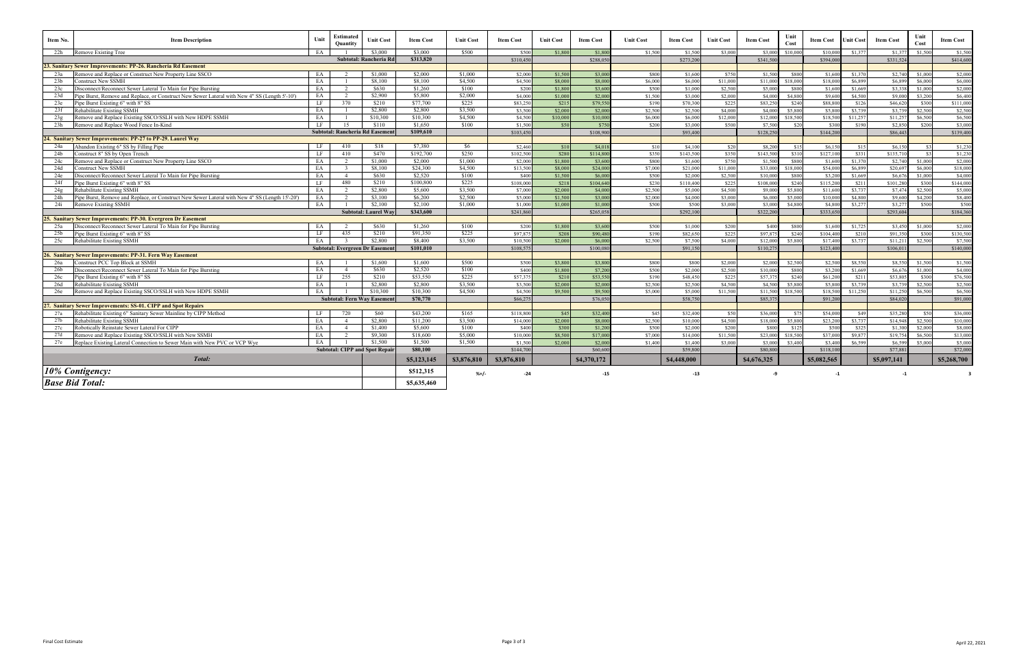| Item No. | Item Description | Unit | Estimated Quantity | Unit Cost | Item Cost | Unit Cost | Item Cost | Unit Cost | Item Cost | Unit Cost | Item Cost | Unit Cost | Item Cost | Unit Cost | Item Cost | Unit Cost | Item Cost | Unit Cost | Item Cost |
|---|---|---|---|---|---|---|---|---|---|---|---|---|---|---|---|---|---|---|---|
| 22h | Remove Existing Tree | EA | 1 | $3,000 | $3,000 | $500 | $500 | $1,800 | $1,800 | $1,500 | $1,500 | $3,000 | $3,000 | $10,000 | $10,000 | $1,377 | $1,377 | $1,500 | $1,500 |
| | | | Subtotal: Rancheria Rd | | $313,820 | | $310,450 | | $288,050 | | $273,200 | | $341,500 | | $394,000 | | $331,524 | | $414,600 |
| 23. Sanitary Sewer Improvements: PP-26. Rancheria Rd Easement | | | | | | | | | | | | | | | | | | | |
| 23a | Remove and Replace or Construct New Property Line SSCO | EA | 2 | $1,000 | $2,000 | $1,000 | $2,000 | $1,500 | $3,000 | $800 | $1,600 | $750 | $1,500 | $800 | $1,600 | $1,370 | $2,740 | $1,000 | $2,000 |
| 23b | Construct New SSMH | EA | 1 | $8,100 | $8,100 | $4,500 | $4,500 | $8,000 | $8,000 | $6,000 | $6,000 | $11,000 | $11,000 | $18,000 | $18,000 | $6,899 | $6,899 | $6,000 | $6,000 |
| 23c | Disconnect/Reconnect Sewer Lateral To Main for Pipe Bursting | EA | 2 | $630 | $1,260 | $100 | $200 | $1,800 | $3,600 | $500 | $1,000 | $2,500 | $5,000 | $800 | $1,600 | $1,669 | $3,338 | $1,000 | $2,000 |
| 23d | Pipe Burst, Remove and Replace, or Construct New Sewer Lateral with New 4" SS (Length 5'-10') | EA | 2 | $2,900 | $5,800 | $2,000 | $4,000 | $1,000 | $2,000 | $1,500 | $3,000 | $2,000 | $4,000 | $4,800 | $9,600 | $4,500 | $9,000 | $3,200 | $6,400 |
| 23e | Pipe Burst Existing 6" with 8" SS | LF | 370 | $210 | $77,700 | $225 | $83,250 | $215 | $79,550 | $190 | $70,300 | $225 | $83,250 | $240 | $88,800 | $126 | $46,620 | $300 | $111,000 |
| 23f | Rehabilitate Existing SSMH | EA | 1 | $2,800 | $2,800 | $3,500 | $3,500 | $2,000 | $2,000 | $2,500 | $2,500 | $4,000 | $4,000 | $5,800 | $5,800 | $3,739 | $3,739 | $2,500 | $2,500 |
| 23g | Remove and Replace Existing SSCO/SSLH with New HDPE SSMH | EA | 1 | $10,300 | $10,300 | $4,500 | $4,500 | $10,000 | $10,000 | $6,000 | $6,000 | $12,000 | $12,000 | $18,500 | $18,500 | $11,257 | $11,257 | $6,500 | $6,500 |
| 23h | Remove and Replace Wood Fence In-Kind | LF | 15 | $110 | $1,650 | $100 | $1,500 | $50 | $750 | $200 | $3,000 | $500 | $7,500 | $20 | $300 | $190 | $2,850 | $200 | $3,000 |
| | | | Subtotal: Rancheria Rd Easement | | $109,610 | | $103,450 | | $108,900 | | $93,400 | | $128,250 | | $144,200 | | $86,443 | | $139,400 |
| 24. Sanitary Sewer Improvements: PP-27 to PP-29. Laurel Way | | | | | | | | | | | | | | | | | | | |
| 24a | Abandon Existing 6" SS by Filling Pipe | LF | 410 | $18 | $7,380 | $6 | $2,460 | $10 | $4,018 | $10 | $4,100 | $20 | $8,200 | $15 | $6,150 | $15 | $6,150 | $3 | $1,230 |
| 24b | Construct 8" SS by Open Trench | LF | 410 | $470 | $192,700 | $250 | $102,500 | $280 | $114,800 | $350 | $143,500 | $350 | $143,500 | $310 | $127,100 | $331 | $135,710 | $3 | $1,230 |
| 24c | Remove and Replace or Construct New Property Line SSCO | EA | 2 | $1,000 | $2,000 | $1,000 | $2,000 | $1,300 | $2,600 | $800 | $1,600 | $750 | $1,500 | $800 | $1,600 | $1,370 | $2,740 | $1,000 | $2,000 |
| 24d | Construct New SSMH | EA | 3 | $8,100 | $24,300 | $4,500 | $13,500 | $8,000 | $24,000 | $7,000 | $21,000 | $11,000 | $33,000 | $18,000 | $54,000 | $6,899 | $20,697 | $6,000 | $18,000 |
| 24e | Disconnect/Reconnect Sewer Lateral To Main for Pipe Bursting | EA | 4 | $630 | $2,520 | $100 | $400 | $1,500 | $6,000 | $500 | $2,000 | $2,500 | $10,000 | $800 | $3,200 | $1,669 | $6,676 | $1,000 | $4,000 |
| 24f | Pipe Burst Existing 6" with 8" SS | LF | 480 | $210 | $100,800 | $225 | $108,000 | $218 | $104,640 | $230 | $110,400 | $225 | $108,000 | $240 | $115,200 | $211 | $101,280 | $300 | $144,000 |
| 24g | Rehabilitate Existing SSMH | EA | 2 | $2,800 | $5,600 | $3,500 | $7,000 | $2,000 | $4,000 | $2,500 | $5,000 | $4,500 | $9,000 | $5,800 | $11,600 | $3,737 | $7,474 | $2,500 | $5,000 |
| 24h | Pipe Burst, Remove and Replace, or Construct New Sewer Lateral with New 4" SS (Length 15'-20') | EA | 2 | $3,100 | $6,200 | $2,500 | $5,000 | $1,500 | $3,000 | $2,000 | $4,000 | $3,000 | $6,000 | $5,000 | $10,000 | $4,800 | $9,600 | $4,200 | $8,400 |
| 24i | Remove Existing SSMH | EA | 1 | $2,100 | $2,100 | $1,000 | $1,000 | $1,000 | $1,000 | $500 | $500 | $3,000 | $3,000 | $4,800 | $4,800 | $3,277 | $3,277 | $500 | $500 |
| | | | Subtotal: Laurel Way | | $343,600 | | $241,860 | | $265,058 | | $292,100 | | $322,200 | | $333,650 | | $293,604 | | $184,360 |
| 25. Sanitary Sewer Improvements: PP-30. Evergreen Dr Easement | | | | | | | | | | | | | | | | | | | |
| 25a | Disconnect/Reconnect Sewer Lateral To Main for Pipe Bursting | EA | 2 | $630 | $1,260 | $100 | $200 | $1,800 | $3,600 | $500 | $1,000 | $200 | $400 | $800 | $1,600 | $1,725 | $3,450 | $1,000 | $2,000 |
| 25b | Pipe Burst Existing 6" with 8" SS | LF | 435 | $210 | $91,350 | $225 | $97,875 | $208 | $90,480 | $190 | $82,650 | $225 | $97,875 | $240 | $104,400 | $210 | $91,350 | $300 | $130,500 |
| 25c | Rehabilitate Existing SSMH | EA | 3 | $2,800 | $8,400 | $3,500 | $10,500 | $2,000 | $6,000 | $2,500 | $7,500 | $4,000 | $12,000 | $5,800 | $17,400 | $3,737 | $11,211 | $2,500 | $7,500 |
| | | | Subtotal: Evergreen Dr Easement | | $101,010 | | $108,575 | | $100,080 | | $91,150 | | $110,275 | | $123,400 | | $106,011 | | $140,000 |
| 26. Sanitary Sewer Improvements: PP-31. Fern Way Easement | | | | | | | | | | | | | | | | | | | |
| 26a | Construct PCC Top Block at SSMH | EA | 1 | $1,600 | $1,600 | $500 | $500 | $3,800 | $3,800 | $800 | $800 | $2,000 | $2,000 | $2,500 | $2,500 | $8,550 | $8,550 | $1,500 | $1,500 |
| 26b | Disconnect/Reconnect Sewer Lateral To Main for Pipe Bursting | EA | 4 | $630 | $2,520 | $100 | $400 | $1,800 | $7,200 | $500 | $2,000 | $2,500 | $10,000 | $800 | $3,200 | $1,669 | $6,676 | $1,000 | $4,000 |
| 26c | Pipe Burst Existing 6" with 8" SS | LF | 255 | $210 | $53,550 | $225 | $57,375 | $210 | $53,550 | $190 | $48,450 | $225 | $57,375 | $240 | $61,200 | $211 | $53,805 | $300 | $76,500 |
| 26d | Rehabilitate Existing SSMH | EA | 1 | $2,800 | $2,800 | $3,500 | $3,500 | $2,000 | $2,000 | $2,500 | $2,500 | $4,500 | $4,500 | $5,800 | $5,800 | $3,739 | $3,739 | $2,500 | $2,500 |
| 26e | Remove and Replace Existing SSCO/SSLH with New HDPE SSMH | EA | 1 | $10,300 | $10,300 | $4,500 | $4,500 | $9,500 | $9,500 | $5,000 | $5,000 | $11,500 | $11,500 | $18,500 | $18,500 | $11,250 | $11,250 | $6,500 | $6,500 |
| | | | Subtotal: Fern Way Easement | | $70,770 | | $66,275 | | $76,050 | | $58,750 | | $85,375 | | $91,200 | | $84,020 | | $91,000 |
| 27. Sanitary Sewer Improvements: SS-01. CIPP and Spot Repairs | | | | | | | | | | | | | | | | | | | |
| 27a | Rehabilitate Existing 6" Sanitary Sewer Mainline by CIPP Method | LF | 720 | $60 | $43,200 | $165 | $118,800 | $45 | $32,400 | $45 | $32,400 | $50 | $36,000 | $75 | $54,000 | $49 | $35,280 | $50 | $36,000 |
| 27b | Rehabilitate Existing SSMH | EA | 4 | $2,800 | $11,200 | $3,500 | $14,000 | $2,000 | $8,000 | $2,500 | $10,000 | $4,500 | $18,000 | $5,800 | $23,200 | $3,737 | $14,948 | $2,500 | $10,000 |
| 27c | Robotically Reinstate Sewer Lateral For CIPP | EA | 4 | $1,400 | $5,600 | $100 | $400 | $300 | $1,200 | $500 | $2,000 | $200 | $800 | $125 | $500 | $325 | $1,300 | $2,000 | $8,000 |
| 27d | Remove and Replace Existing SSCO/SSLH with New SSMH | EA | 2 | $9,300 | $18,600 | $5,000 | $10,000 | $8,500 | $17,000 | $7,000 | $14,000 | $11,500 | $23,000 | $18,500 | $37,000 | $9,877 | $19,754 | $6,500 | $13,000 |
| 27e | Replace Existing Lateral Connection to Sewer Main with New PVC or VCP Wye | EA | 1 | $1,500 | $1,500 | $1,500 | $1,500 | $2,000 | $2,000 | $1,400 | $1,400 | $3,000 | $3,000 | $3,400 | $3,400 | $6,599 | $6,599 | $5,000 | $5,000 |
| | | | Subtotal: CIPP and Spot Repair | | $80,100 | | $144,700 | | $60,600 | | $59,800 | | $80,800 | | $118,100 | | $77,881 | | $72,000 |
| | Total: | | | | $5,123,145 | $3,876,810 | $3,876,810 | | $4,370,172 | | $4,448,000 | | $4,676,325 | | $5,082,565 | | $5,097,141 | | $5,268,700 |
| | 10% Contigency: | | | | $512,315 | %+/- | -24 | | -15 | | -13 | | -9 | | -1 | | -1 | | 3 |
| | Base Bid Total: | | | | $5,635,460 | | | | | | | | | | | | | | |

Final Cost Estimate

April 22, 2021